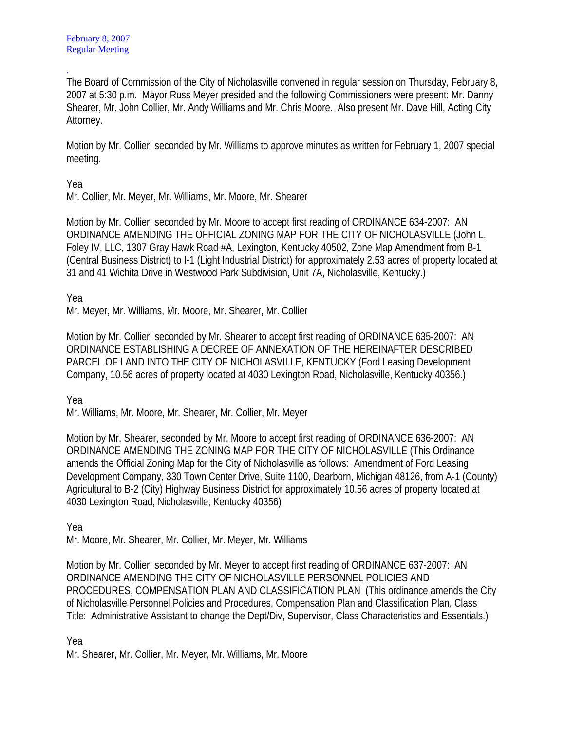February 8, 2007
Regular Meeting

.
The Board of Commission of the City of Nicholasville convened in regular session on Thursday, February 8, 2007 at 5:30 p.m. Mayor Russ Meyer presided and the following Commissioners were present: Mr. Danny Shearer, Mr. John Collier, Mr. Andy Williams and Mr. Chris Moore. Also present Mr. Dave Hill, Acting City Attorney.

Motion by Mr. Collier, seconded by Mr. Williams to approve minutes as written for February 1, 2007 special meeting.

Yea
Mr. Collier, Mr. Meyer, Mr. Williams, Mr. Moore, Mr. Shearer

Motion by Mr. Collier, seconded by Mr. Moore to accept first reading of ORDINANCE 634-2007: AN ORDINANCE AMENDING THE OFFICIAL ZONING MAP FOR THE CITY OF NICHOLASVILLE (John L. Foley IV, LLC, 1307 Gray Hawk Road #A, Lexington, Kentucky 40502, Zone Map Amendment from B-1 (Central Business District) to I-1 (Light Industrial District) for approximately 2.53 acres of property located at 31 and 41 Wichita Drive in Westwood Park Subdivision, Unit 7A, Nicholasville, Kentucky.)

Yea
Mr. Meyer, Mr. Williams, Mr. Moore, Mr. Shearer, Mr. Collier

Motion by Mr. Collier, seconded by Mr. Shearer to accept first reading of ORDINANCE 635-2007: AN ORDINANCE ESTABLISHING A DECREE OF ANNEXATION OF THE HEREINAFTER DESCRIBED PARCEL OF LAND INTO THE CITY OF NICHOLASVILLE, KENTUCKY (Ford Leasing Development Company, 10.56 acres of property located at 4030 Lexington Road, Nicholasville, Kentucky 40356.)

Yea
Mr. Williams, Mr. Moore, Mr. Shearer, Mr. Collier, Mr. Meyer

Motion by Mr. Shearer, seconded by Mr. Moore to accept first reading of ORDINANCE 636-2007: AN ORDINANCE AMENDING THE ZONING MAP FOR THE CITY OF NICHOLASVILLE (This Ordinance amends the Official Zoning Map for the City of Nicholasville as follows: Amendment of Ford Leasing Development Company, 330 Town Center Drive, Suite 1100, Dearborn, Michigan 48126, from A-1 (County) Agricultural to B-2 (City) Highway Business District for approximately 10.56 acres of property located at 4030 Lexington Road, Nicholasville, Kentucky 40356)

Yea
Mr. Moore, Mr. Shearer, Mr. Collier, Mr. Meyer, Mr. Williams

Motion by Mr. Collier, seconded by Mr. Meyer to accept first reading of ORDINANCE 637-2007: AN ORDINANCE AMENDING THE CITY OF NICHOLASVILLE PERSONNEL POLICIES AND PROCEDURES, COMPENSATION PLAN AND CLASSIFICATION PLAN (This ordinance amends the City of Nicholasville Personnel Policies and Procedures, Compensation Plan and Classification Plan, Class Title: Administrative Assistant to change the Dept/Div, Supervisor, Class Characteristics and Essentials.)

Yea
Mr. Shearer, Mr. Collier, Mr. Meyer, Mr. Williams, Mr. Moore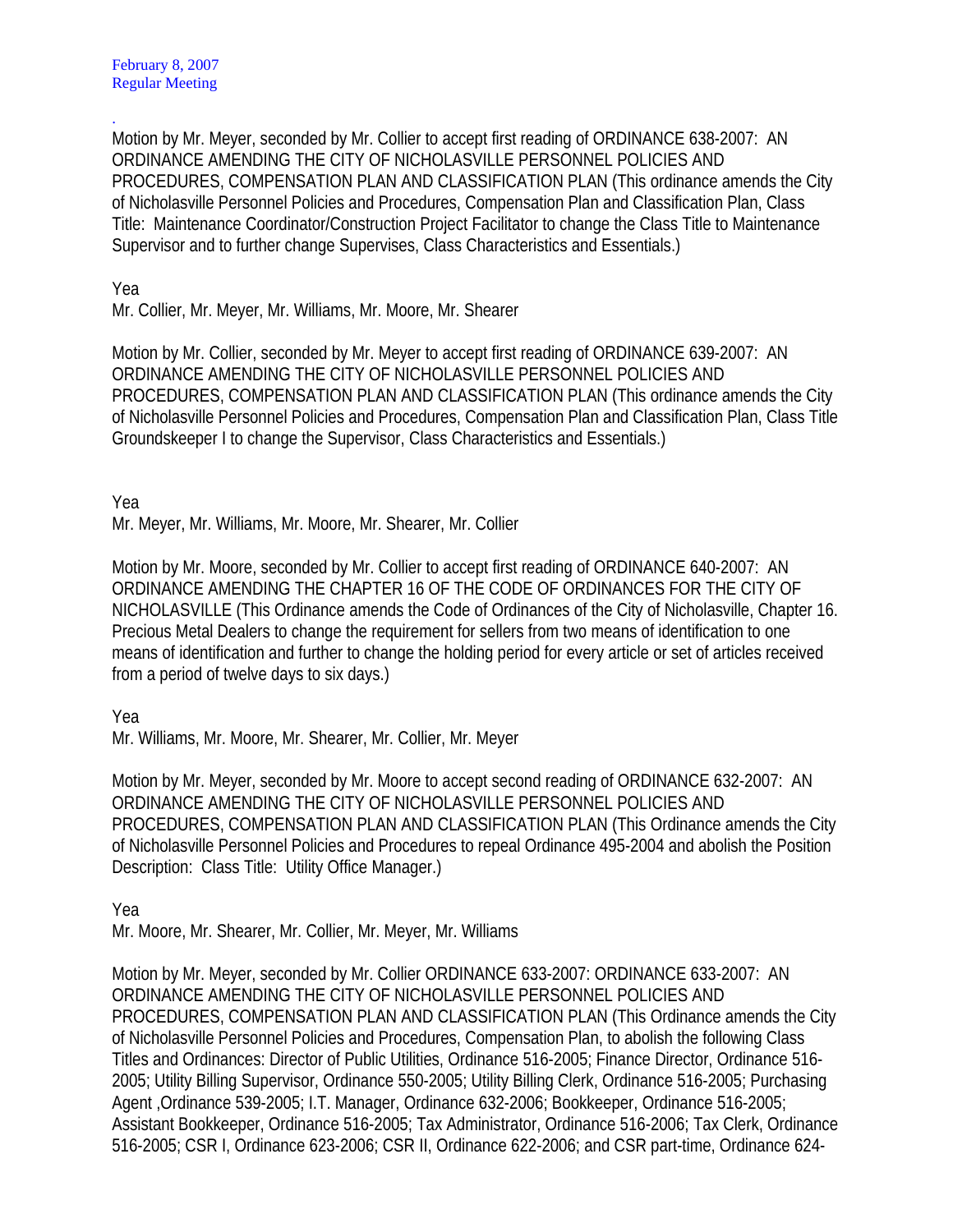Motion by Mr. Meyer, seconded by Mr. Collier to accept first reading of ORDINANCE 638-2007: AN ORDINANCE AMENDING THE CITY OF NICHOLASVILLE PERSONNEL POLICIES AND PROCEDURES, COMPENSATION PLAN AND CLASSIFICATION PLAN (This ordinance amends the City of Nicholasville Personnel Policies and Procedures, Compensation Plan and Classification Plan, Class Title: Maintenance Coordinator/Construction Project Facilitator to change the Class Title to Maintenance Supervisor and to further change Supervises, Class Characteristics and Essentials.)

Yea
Mr. Collier, Mr. Meyer, Mr. Williams, Mr. Moore, Mr. Shearer

Motion by Mr. Collier, seconded by Mr. Meyer to accept first reading of ORDINANCE 639-2007: AN ORDINANCE AMENDING THE CITY OF NICHOLASVILLE PERSONNEL POLICIES AND PROCEDURES, COMPENSATION PLAN AND CLASSIFICATION PLAN (This ordinance amends the City of Nicholasville Personnel Policies and Procedures, Compensation Plan and Classification Plan, Class Title Groundskeeper I to change the Supervisor, Class Characteristics and Essentials.)

Yea
Mr. Meyer, Mr. Williams, Mr. Moore, Mr. Shearer, Mr. Collier

Motion by Mr. Moore, seconded by Mr. Collier to accept first reading of ORDINANCE 640-2007: AN ORDINANCE AMENDING THE CHAPTER 16 OF THE CODE OF ORDINANCES FOR THE CITY OF NICHOLASVILLE (This Ordinance amends the Code of Ordinances of the City of Nicholasville, Chapter 16. Precious Metal Dealers to change the requirement for sellers from two means of identification to one means of identification and further to change the holding period for every article or set of articles received from a period of twelve days to six days.)

Yea
Mr. Williams, Mr. Moore, Mr. Shearer, Mr. Collier, Mr. Meyer

Motion by Mr. Meyer, seconded by Mr. Moore to accept second reading of ORDINANCE 632-2007: AN ORDINANCE AMENDING THE CITY OF NICHOLASVILLE PERSONNEL POLICIES AND PROCEDURES, COMPENSATION PLAN AND CLASSIFICATION PLAN (This Ordinance amends the City of Nicholasville Personnel Policies and Procedures to repeal Ordinance 495-2004 and abolish the Position Description: Class Title: Utility Office Manager.)

Yea
Mr. Moore, Mr. Shearer, Mr. Collier, Mr. Meyer, Mr. Williams

Motion by Mr. Meyer, seconded by Mr. Collier ORDINANCE 633-2007: ORDINANCE 633-2007: AN ORDINANCE AMENDING THE CITY OF NICHOLASVILLE PERSONNEL POLICIES AND PROCEDURES, COMPENSATION PLAN AND CLASSIFICATION PLAN (This Ordinance amends the City of Nicholasville Personnel Policies and Procedures, Compensation Plan, to abolish the following Class Titles and Ordinances: Director of Public Utilities, Ordinance 516-2005; Finance Director, Ordinance 516-2005; Utility Billing Supervisor, Ordinance 550-2005; Utility Billing Clerk, Ordinance 516-2005; Purchasing Agent ,Ordinance 539-2005; I.T. Manager, Ordinance 632-2006; Bookkeeper, Ordinance 516-2005; Assistant Bookkeeper, Ordinance 516-2005; Tax Administrator, Ordinance 516-2006; Tax Clerk, Ordinance 516-2005; CSR I, Ordinance 623-2006; CSR II, Ordinance 622-2006; and CSR part-time, Ordinance 624-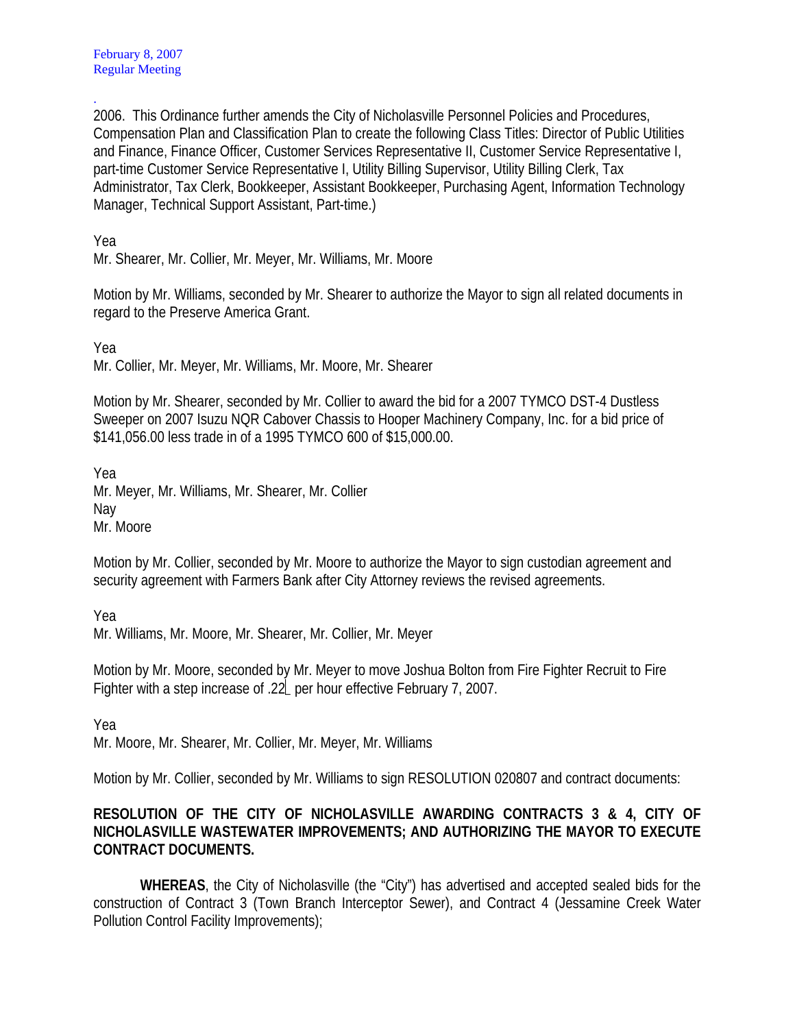2006. This Ordinance further amends the City of Nicholasville Personnel Policies and Procedures, Compensation Plan and Classification Plan to create the following Class Titles: Director of Public Utilities and Finance, Finance Officer, Customer Services Representative II, Customer Service Representative I, part-time Customer Service Representative I, Utility Billing Supervisor, Utility Billing Clerk, Tax Administrator, Tax Clerk, Bookkeeper, Assistant Bookkeeper, Purchasing Agent, Information Technology Manager, Technical Support Assistant, Part-time.)

Yea
Mr. Shearer, Mr. Collier, Mr. Meyer, Mr. Williams, Mr. Moore

Motion by Mr. Williams, seconded by Mr. Shearer to authorize the Mayor to sign all related documents in regard to the Preserve America Grant.

Yea
Mr. Collier, Mr. Meyer, Mr. Williams, Mr. Moore, Mr. Shearer

Motion by Mr. Shearer, seconded by Mr. Collier to award the bid for a 2007 TYMCO DST-4 Dustless Sweeper on 2007 Isuzu NQR Cabover Chassis to Hooper Machinery Company, Inc. for a bid price of $141,056.00 less trade in of a 1995 TYMCO 600 of $15,000.00.

Yea
Mr. Meyer, Mr. Williams, Mr. Shearer, Mr. Collier
Nay
Mr. Moore

Motion by Mr. Collier, seconded by Mr. Moore to authorize the Mayor to sign custodian agreement and security agreement with Farmers Bank after City Attorney reviews the revised agreements.

Yea
Mr. Williams, Mr. Moore, Mr. Shearer, Mr. Collier, Mr. Meyer

Motion by Mr. Moore, seconded by Mr. Meyer to move Joshua Bolton from Fire Fighter Recruit to Fire Fighter with a step increase of .22 per hour effective February 7, 2007.

Yea
Mr. Moore, Mr. Shearer, Mr. Collier, Mr. Meyer, Mr. Williams

Motion by Mr. Collier, seconded by Mr. Williams to sign RESOLUTION 020807 and contract documents:

**RESOLUTION OF THE CITY OF NICHOLASVILLE AWARDING CONTRACTS 3 & 4, CITY OF NICHOLASVILLE WASTEWATER IMPROVEMENTS; AND AUTHORIZING THE MAYOR TO EXECUTE CONTRACT DOCUMENTS.**

**WHEREAS**, the City of Nicholasville (the "City") has advertised and accepted sealed bids for the construction of Contract 3 (Town Branch Interceptor Sewer), and Contract 4 (Jessamine Creek Water Pollution Control Facility Improvements);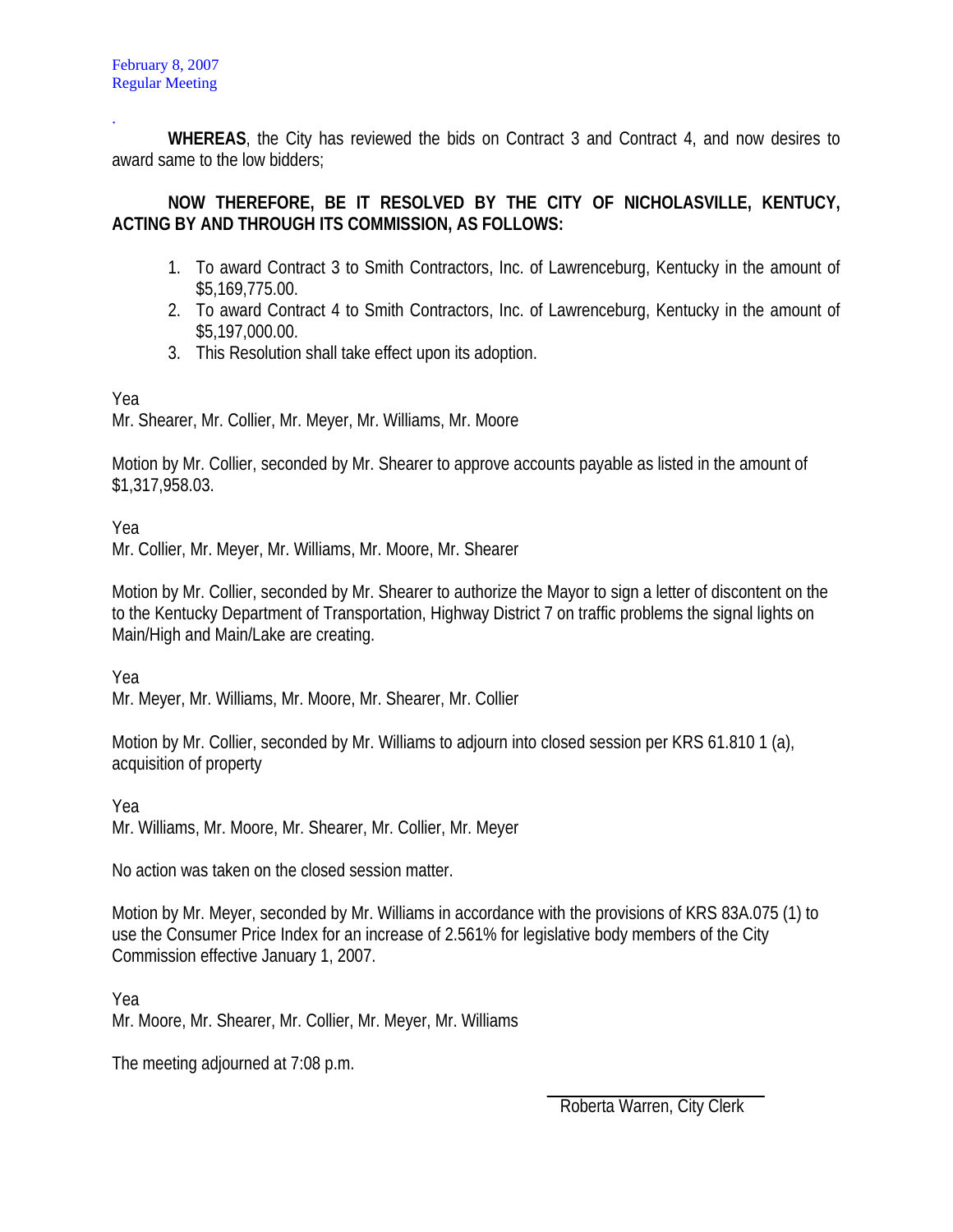.

**WHEREAS**, the City has reviewed the bids on Contract 3 and Contract 4, and now desires to award same to the low bidders;

**NOW THEREFORE, BE IT RESOLVED BY THE CITY OF NICHOLASVILLE, KENTUCY, ACTING BY AND THROUGH ITS COMMISSION, AS FOLLOWS:**

1. To award Contract 3 to Smith Contractors, Inc. of Lawrenceburg, Kentucky in the amount of $5,169,775.00.
2. To award Contract 4 to Smith Contractors, Inc. of Lawrenceburg, Kentucky in the amount of $5,197,000.00.
3. This Resolution shall take effect upon its adoption.

Yea
Mr. Shearer, Mr. Collier, Mr. Meyer, Mr. Williams, Mr. Moore

Motion by Mr. Collier, seconded by Mr. Shearer to approve accounts payable as listed in the amount of $1,317,958.03.

Yea
Mr. Collier, Mr. Meyer, Mr. Williams, Mr. Moore, Mr. Shearer

Motion by Mr. Collier, seconded by Mr. Shearer to authorize the Mayor to sign a letter of discontent on the to the Kentucky Department of Transportation, Highway District 7 on traffic problems the signal lights on Main/High and Main/Lake are creating.

Yea
Mr. Meyer, Mr. Williams, Mr. Moore, Mr. Shearer, Mr. Collier

Motion by Mr. Collier, seconded by Mr. Williams to adjourn into closed session per KRS 61.810 1 (a), acquisition of property

Yea
Mr. Williams, Mr. Moore, Mr. Shearer, Mr. Collier, Mr. Meyer

No action was taken on the closed session matter.

Motion by Mr. Meyer, seconded by Mr. Williams in accordance with the provisions of KRS 83A.075 (1) to use the Consumer Price Index for an increase of 2.561% for legislative body members of the City Commission effective January 1, 2007.

Yea
Mr. Moore, Mr. Shearer, Mr. Collier, Mr. Meyer, Mr. Williams

The meeting adjourned at 7:08 p.m.

Roberta Warren, City Clerk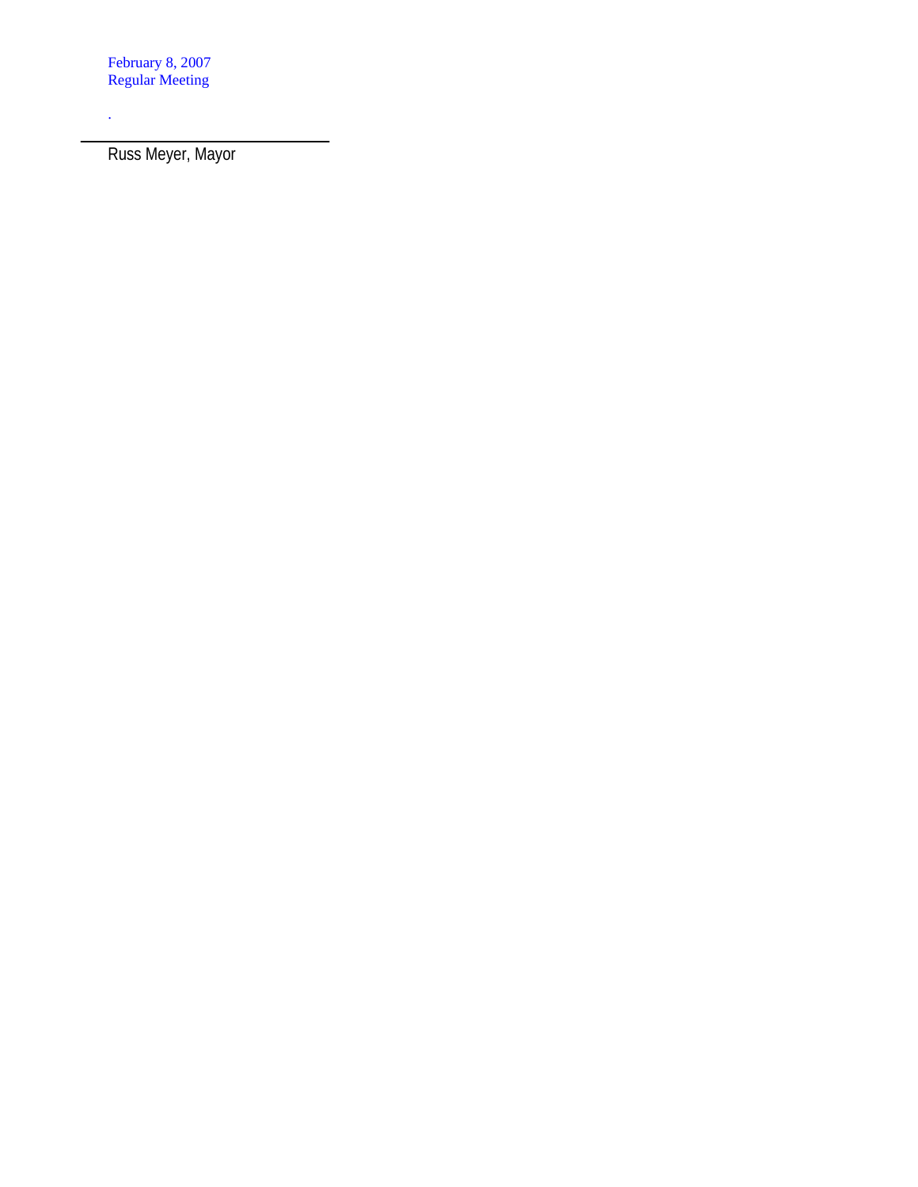February 8, 2007
Regular Meeting

.

\_\_\_\_\_\_\_\_\_\_\_\_\_\_\_\_\_\_\_\_\_\_\_\_\_\_\_\_\_\_

Russ Meyer, Mayor